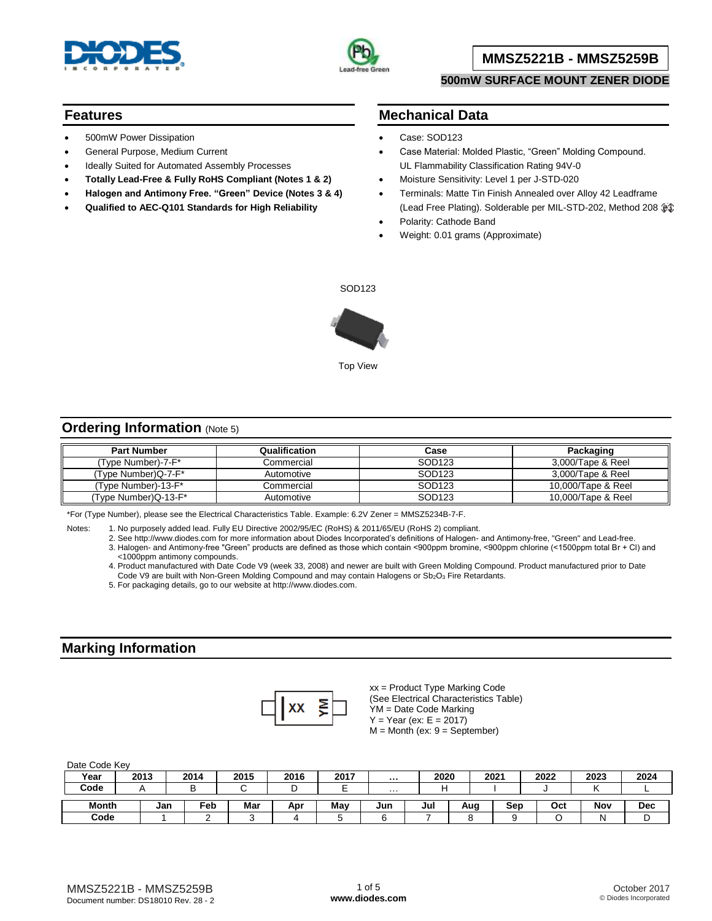# MMSZ5221B - MMSZ5259B

**500mW SURFACE MOUNT ZENER DIODE**

## Features

- 500mW Power Dissipation
- General Purpose, Medium Current
- Ideally Suited for Automated Assembly Processes
- **Totally Lead-Free & Fully RoHS Compliant (Notes 1 & 2)**
- **Halogen and Antimony Free. "Green" Device (Notes 3 & 4)**
- **Qualified to AEC-Q101 Standards for High Reliability**

## Mechanical Data

- Case: SOD123
- Case Material: Molded Plastic, "Green" Molding Compound. UL Flammability Classification Rating 94V-0
- Moisture Sensitivity: Level 1 per J-STD-020
- Terminals: Matte Tin Finish Annealed over Alloy 42 Leadframe (Lead Free Plating). Solderable per MIL-STD-202, Method 208
- Polarity: Cathode Band
- Weight: 0.01 grams (Approximate)

SOD123

Top View

## Ordering Information (Note 5)

| Part Number | Qualification | Case | Packaging |
|---|---|---|---|
| (Type Number)-7-F* | Commercial | SOD123 | 3,000/Tape & Reel |
| (Type Number)Q-7-F* | Automotive | SOD123 | 3,000/Tape & Reel |
| (Type Number)-13-F* | Commercial | SOD123 | 10,000/Tape & Reel |
| (Type Number)Q-13-F* | Automotive | SOD123 | 10,000/Tape & Reel |

*For (Type Number), please see the Electrical Characteristics Table. Example: 6.2V Zener = MMSZ5234B-7-F.

Notes:
1. No purposely added lead. Fully EU Directive 2002/95/EC (RoHS) & 2011/65/EU (RoHS 2) compliant.
2. See http://www.diodes.com for more information about Diodes Incorporated's definitions of Halogen- and Antimony-free, "Green" and Lead-free.
3. Halogen- and Antimony-free "Green" products are defined as those which contain <900ppm bromine, <900ppm chlorine (<1500ppm total Br + Cl) and <1000ppm antimony compounds.
4. Product manufactured with Date Code V9 (week 33, 2008) and newer are built with Green Molding Compound. Product manufactured prior to Date Code V9 are built with Non-Green Molding Compound and may contain Halogens or $Sb_2O_3$ Fire Retardants.
5. For packaging details, go to our website at http://www.diodes.com.

## Marking Information

xx YM

xx = Product Type Marking Code
(See Electrical Characteristics Table)
YM = Date Code Marking
Y = Year (ex: E = 2017)
M = Month (ex: 9 = September)

Date Code Key

| Year | 2013 | 2014 | 2015 | 2016 | 2017 | … | 2020 | 2021 | 2022 | 2023 | 2024 |
|---|---|---|---|---|---|---|---|---|---|---|---|
| Code | A | B | C | D | E | … | H | I | J | K | L |

| Month | Jan | Feb | Mar | Apr | May | Jun | Jul | Aug | Sep | Oct | Nov | Dec |
|---|---|---|---|---|---|---|---|---|---|---|---|---|
| Code | 1 | 2 | 3 | 4 | 5 | 6 | 7 | 8 | 9 | O | N | D |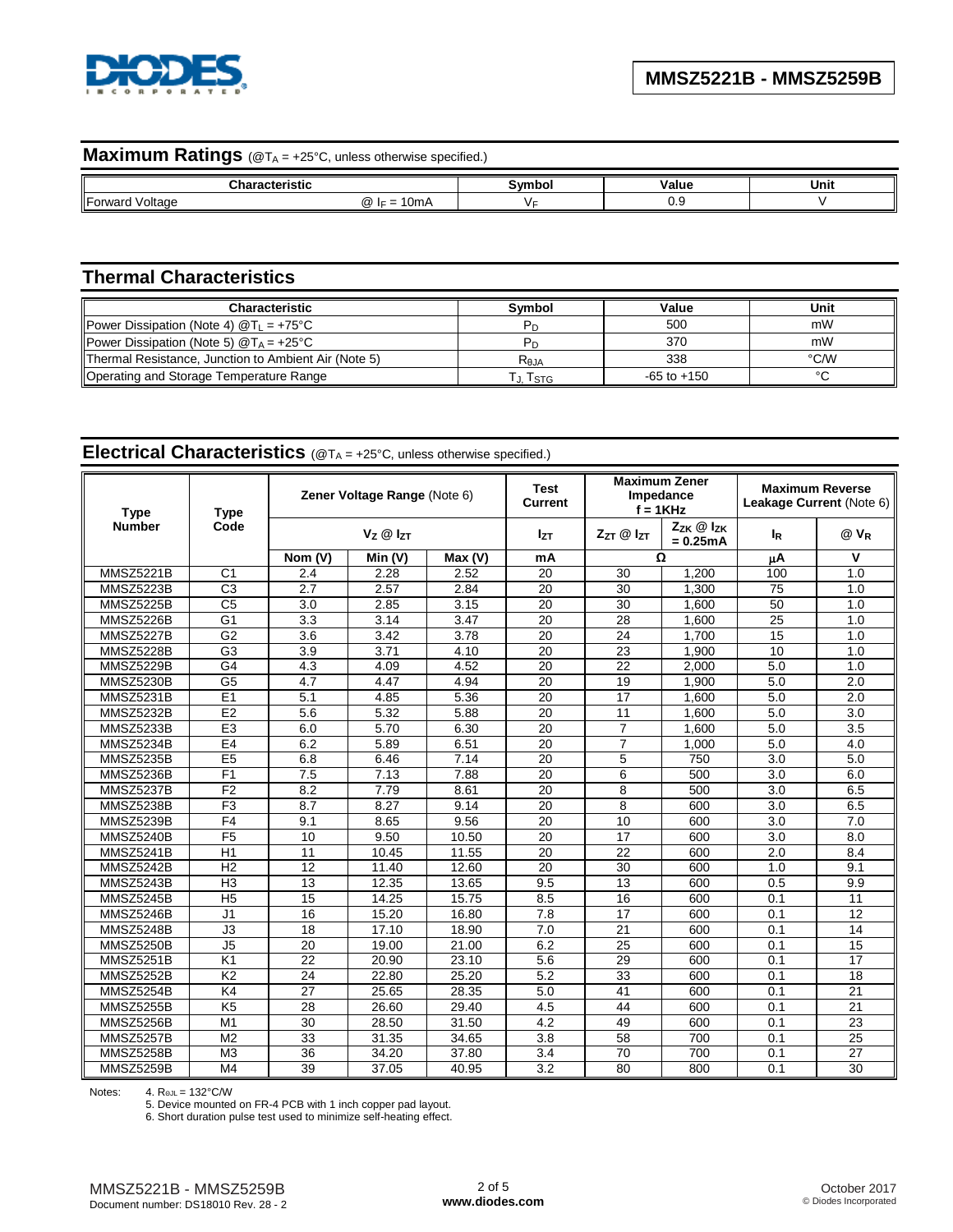## Maximum Ratings (@$T_A$ = +25°C, unless otherwise specified.)

| Characteristic | | Symbol | Value | Unit |
|---|---|---|---|---|
| Forward Voltage | @ $I_F$ = 10mA | $V_F$ | 0.9 | V |

## Thermal Characteristics

| Characteristic | Symbol | Value | Unit |
|---|---|---|---|
| Power Dissipation (Note 4) @$T_L$ = +75°C | $P_D$ | 500 | mW |
| Power Dissipation (Note 5) @$T_A$ = +25°C | $P_D$ | 370 | mW |
| Thermal Resistance, Junction to Ambient Air (Note 5) | $R_{\theta JA}$ | 338 | °C/W |
| Operating and Storage Temperature Range | $T_J$, $T_{STG}$ | -65 to +150 | °C |

## Electrical Characteristics (@$T_A$ = +25°C, unless otherwise specified.)

| Type Number | Type Code | Zener Voltage Range (Note 6) | | | Test Current | Maximum Zener Impedance f = 1KHz | | Maximum Reverse Leakage Current (Note 6) | |
|---|---|---|---|---|---|---|---|---|---|
| | | $V_Z$ @ $I_{ZT}$ | | | $I_{ZT}$ | $Z_{ZT}$ @ $I_{ZT}$ | $Z_{ZK}$ @ $I_{ZK}$ = 0.25mA | $I_R$ | @ $V_R$ |
| | | Nom (V) | Min (V) | Max (V) | mA | Ω | | μA | V |
| MMSZ5221B | C1 | 2.4 | 2.28 | 2.52 | 20 | 30 | 1,200 | 100 | 1.0 |
| MMSZ5223B | C3 | 2.7 | 2.57 | 2.84 | 20 | 30 | 1,300 | 75 | 1.0 |
| MMSZ5225B | C5 | 3.0 | 2.85 | 3.15 | 20 | 30 | 1,600 | 50 | 1.0 |
| MMSZ5226B | G1 | 3.3 | 3.14 | 3.47 | 20 | 28 | 1,600 | 25 | 1.0 |
| MMSZ5227B | G2 | 3.6 | 3.42 | 3.78 | 20 | 24 | 1,700 | 15 | 1.0 |
| MMSZ5228B | G3 | 3.9 | 3.71 | 4.10 | 20 | 23 | 1,900 | 10 | 1.0 |
| MMSZ5229B | G4 | 4.3 | 4.09 | 4.52 | 20 | 22 | 2,000 | 5.0 | 1.0 |
| MMSZ5230B | G5 | 4.7 | 4.47 | 4.94 | 20 | 19 | 1,900 | 5.0 | 2.0 |
| MMSZ5231B | E1 | 5.1 | 4.85 | 5.36 | 20 | 17 | 1,600 | 5.0 | 2.0 |
| MMSZ5232B | E2 | 5.6 | 5.32 | 5.88 | 20 | 11 | 1,600 | 5.0 | 3.0 |
| MMSZ5233B | E3 | 6.0 | 5.70 | 6.30 | 20 | 7 | 1,600 | 5.0 | 3.5 |
| MMSZ5234B | E4 | 6.2 | 5.89 | 6.51 | 20 | 7 | 1,000 | 5.0 | 4.0 |
| MMSZ5235B | E5 | 6.8 | 6.46 | 7.14 | 20 | 5 | 750 | 3.0 | 5.0 |
| MMSZ5236B | F1 | 7.5 | 7.13 | 7.88 | 20 | 6 | 500 | 3.0 | 6.0 |
| MMSZ5237B | F2 | 8.2 | 7.79 | 8.61 | 20 | 8 | 500 | 3.0 | 6.5 |
| MMSZ5238B | F3 | 8.7 | 8.27 | 9.14 | 20 | 8 | 600 | 3.0 | 6.5 |
| MMSZ5239B | F4 | 9.1 | 8.65 | 9.56 | 20 | 10 | 600 | 3.0 | 7.0 |
| MMSZ5240B | F5 | 10 | 9.50 | 10.50 | 20 | 17 | 600 | 3.0 | 8.0 |
| MMSZ5241B | H1 | 11 | 10.45 | 11.55 | 20 | 22 | 600 | 2.0 | 8.4 |
| MMSZ5242B | H2 | 12 | 11.40 | 12.60 | 20 | 30 | 600 | 1.0 | 9.1 |
| MMSZ5243B | H3 | 13 | 12.35 | 13.65 | 9.5 | 13 | 600 | 0.5 | 9.9 |
| MMSZ5245B | H5 | 15 | 14.25 | 15.75 | 8.5 | 16 | 600 | 0.1 | 11 |
| MMSZ5246B | J1 | 16 | 15.20 | 16.80 | 7.8 | 17 | 600 | 0.1 | 12 |
| MMSZ5248B | J3 | 18 | 17.10 | 18.90 | 7.0 | 21 | 600 | 0.1 | 14 |
| MMSZ5250B | J5 | 20 | 19.00 | 21.00 | 6.2 | 25 | 600 | 0.1 | 15 |
| MMSZ5251B | K1 | 22 | 20.90 | 23.10 | 5.6 | 29 | 600 | 0.1 | 17 |
| MMSZ5252B | K2 | 24 | 22.80 | 25.20 | 5.2 | 33 | 600 | 0.1 | 18 |
| MMSZ5254B | K4 | 27 | 25.65 | 28.35 | 5.0 | 41 | 600 | 0.1 | 21 |
| MMSZ5255B | K5 | 28 | 26.60 | 29.40 | 4.5 | 44 | 600 | 0.1 | 21 |
| MMSZ5256B | M1 | 30 | 28.50 | 31.50 | 4.2 | 49 | 600 | 0.1 | 23 |
| MMSZ5257B | M2 | 33 | 31.35 | 34.65 | 3.8 | 58 | 700 | 0.1 | 25 |
| MMSZ5258B | M3 | 36 | 34.20 | 37.80 | 3.4 | 70 | 700 | 0.1 | 27 |
| MMSZ5259B | M4 | 39 | 37.05 | 40.95 | 3.2 | 80 | 800 | 0.1 | 30 |

Notes:
4. $R_{\theta JL}$ = 132°C/W
5. Device mounted on FR-4 PCB with 1 inch copper pad layout.
6. Short duration pulse test used to minimize self-heating effect.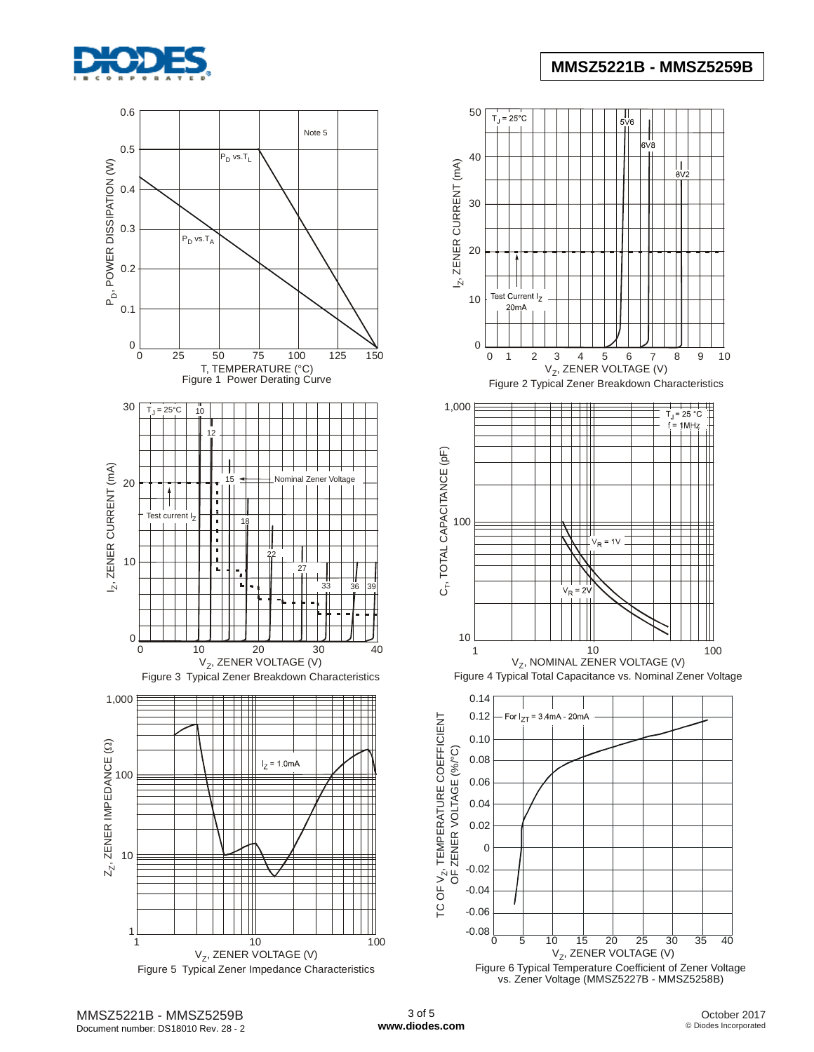Figure 1 Power Derating Curve

Figure 2 Typical Zener Breakdown Characteristics

Figure 3 Typical Zener Breakdown Characteristics

Figure 4 Typical Total Capacitance vs. Nominal Zener Voltage

Figure 5 Typical Zener Impedance Characteristics

Figure 6 Typical Temperature Coefficient of Zener Voltage vs. Zener Voltage (MMSZ5227B - MMSZ5258B)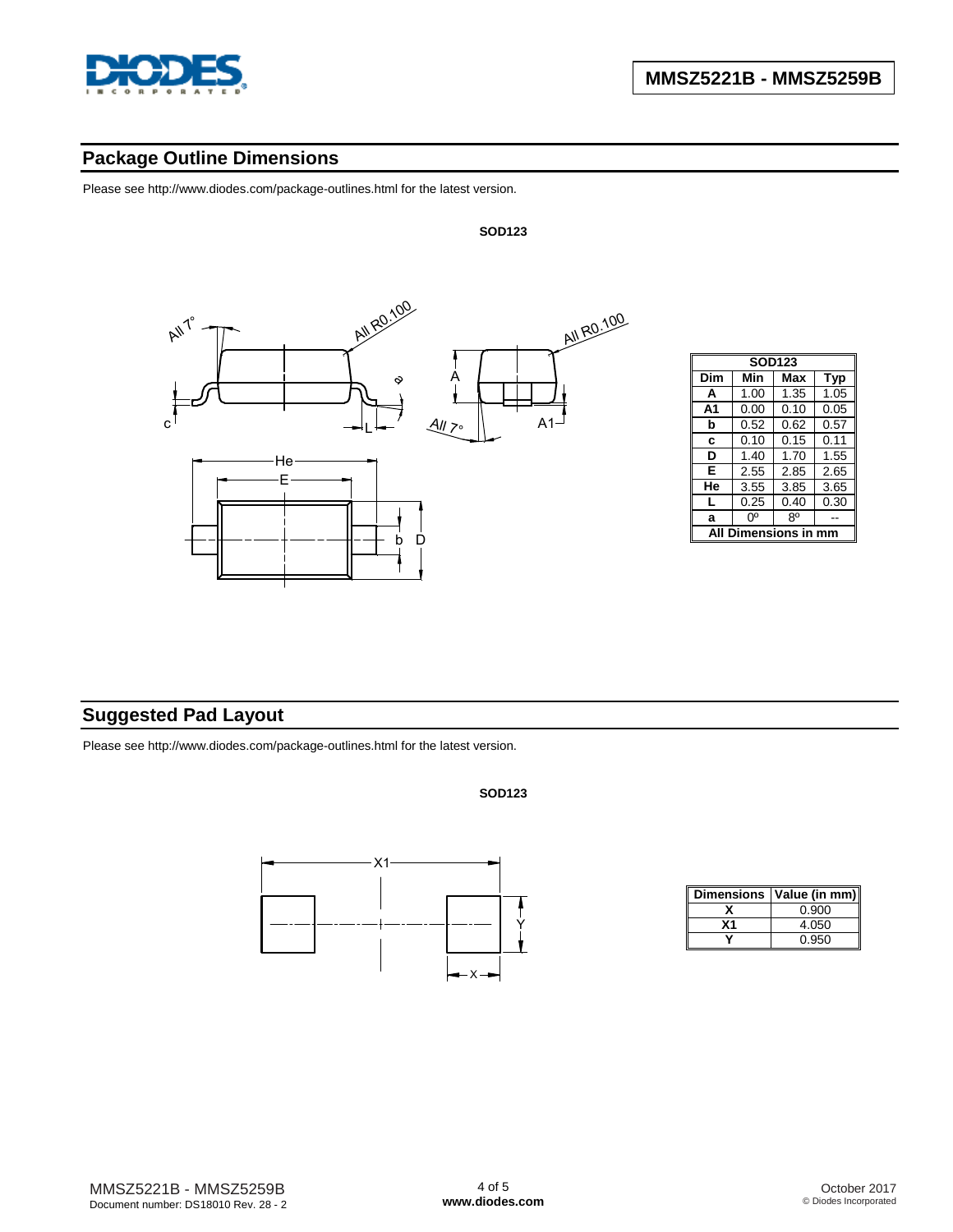## Package Outline Dimensions

Please see http://www.diodes.com/package-outlines.html for the latest version.

**SOD123**

| SOD123 | | | |
|---|---|---|---|
| **Dim** | **Min** | **Max** | **Typ** |
| **A** | 1.00 | 1.35 | 1.05 |
| **A1** | 0.00 | 0.10 | 0.05 |
| **b** | 0.52 | 0.62 | 0.57 |
| **c** | 0.10 | 0.15 | 0.11 |
| **D** | 1.40 | 1.70 | 1.55 |
| **E** | 2.55 | 2.85 | 2.65 |
| **He** | 3.55 | 3.85 | 3.65 |
| **L** | 0.25 | 0.40 | 0.30 |
| **a** | 0° | 8° | -- |
| **All Dimensions in mm** | | | |

## Suggested Pad Layout

Please see http://www.diodes.com/package-outlines.html for the latest version.

**SOD123**

| Dimensions | Value (in mm) |
|---|---|
| X | 0.900 |
| X1 | 4.050 |
| Y | 0.950 |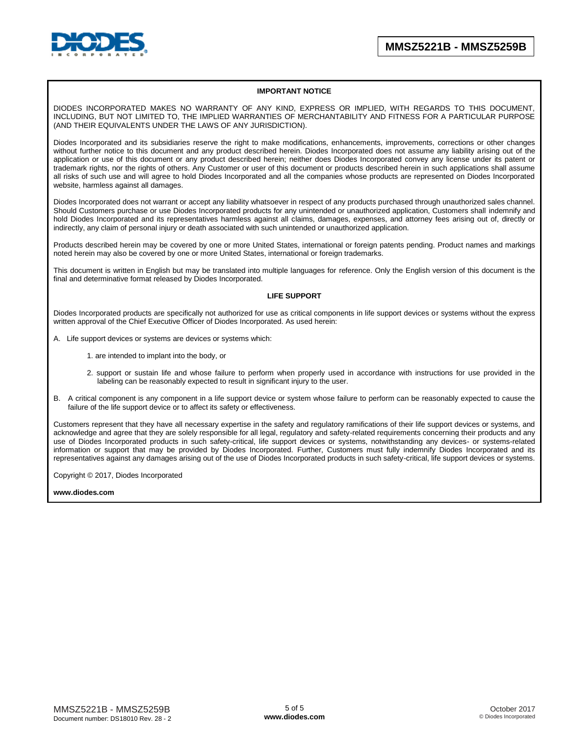## IMPORTANT NOTICE

DIODES INCORPORATED MAKES NO WARRANTY OF ANY KIND, EXPRESS OR IMPLIED, WITH REGARDS TO THIS DOCUMENT, INCLUDING, BUT NOT LIMITED TO, THE IMPLIED WARRANTIES OF MERCHANTABILITY AND FITNESS FOR A PARTICULAR PURPOSE (AND THEIR EQUIVALENTS UNDER THE LAWS OF ANY JURISDICTION).

Diodes Incorporated and its subsidiaries reserve the right to make modifications, enhancements, improvements, corrections or other changes without further notice to this document and any product described herein. Diodes Incorporated does not assume any liability arising out of the application or use of this document or any product described herein; neither does Diodes Incorporated convey any license under its patent or trademark rights, nor the rights of others. Any Customer or user of this document or products described herein in such applications shall assume all risks of such use and will agree to hold Diodes Incorporated and all the companies whose products are represented on Diodes Incorporated website, harmless against all damages.

Diodes Incorporated does not warrant or accept any liability whatsoever in respect of any products purchased through unauthorized sales channel. Should Customers purchase or use Diodes Incorporated products for any unintended or unauthorized application, Customers shall indemnify and hold Diodes Incorporated and its representatives harmless against all claims, damages, expenses, and attorney fees arising out of, directly or indirectly, any claim of personal injury or death associated with such unintended or unauthorized application.

Products described herein may be covered by one or more United States, international or foreign patents pending. Product names and markings noted herein may also be covered by one or more United States, international or foreign trademarks.

This document is written in English but may be translated into multiple languages for reference. Only the English version of this document is the final and determinative format released by Diodes Incorporated.

## LIFE SUPPORT

Diodes Incorporated products are specifically not authorized for use as critical components in life support devices or systems without the express written approval of the Chief Executive Officer of Diodes Incorporated. As used herein:

A. Life support devices or systems are devices or systems which:

1. are intended to implant into the body, or

2. support or sustain life and whose failure to perform when properly used in accordance with instructions for use provided in the labeling can be reasonably expected to result in significant injury to the user.

B. A critical component is any component in a life support device or system whose failure to perform can be reasonably expected to cause the failure of the life support device or to affect its safety or effectiveness.

Customers represent that they have all necessary expertise in the safety and regulatory ramifications of their life support devices or systems, and acknowledge and agree that they are solely responsible for all legal, regulatory and safety-related requirements concerning their products and any use of Diodes Incorporated products in such safety-critical, life support devices or systems, notwithstanding any devices- or systems-related information or support that may be provided by Diodes Incorporated. Further, Customers must fully indemnify Diodes Incorporated and its representatives against any damages arising out of the use of Diodes Incorporated products in such safety-critical, life support devices or systems.

Copyright © 2017, Diodes Incorporated

**www.diodes.com**